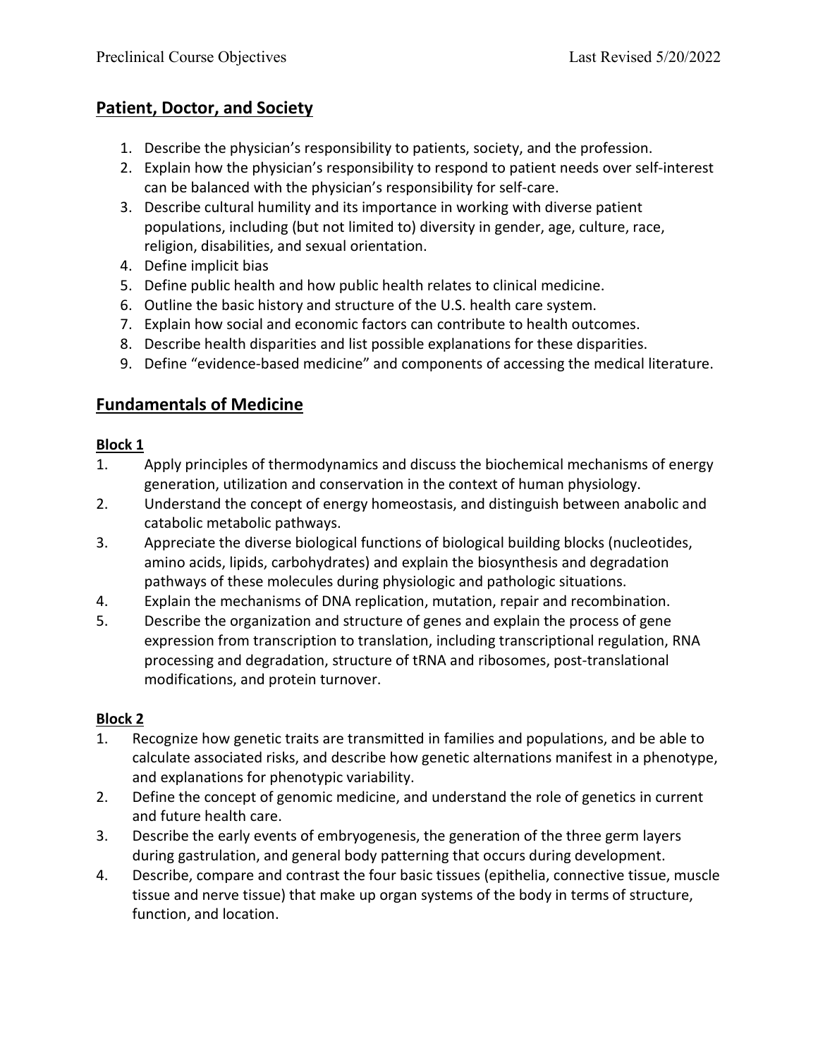## Patient, Doctor, and Society

1. Describe the physician's responsibility to patients, society, and the profession.
2. Explain how the physician's responsibility to respond to patient needs over self-interest can be balanced with the physician's responsibility for self-care.
3. Describe cultural humility and its importance in working with diverse patient populations, including (but not limited to) diversity in gender, age, culture, race, religion, disabilities, and sexual orientation.
4. Define implicit bias
5. Define public health and how public health relates to clinical medicine.
6. Outline the basic history and structure of the U.S. health care system.
7. Explain how social and economic factors can contribute to health outcomes.
8. Describe health disparities and list possible explanations for these disparities.
9. Define "evidence-based medicine" and components of accessing the medical literature.

## Fundamentals of Medicine

### Block 1

1. Apply principles of thermodynamics and discuss the biochemical mechanisms of energy generation, utilization and conservation in the context of human physiology.
2. Understand the concept of energy homeostasis, and distinguish between anabolic and catabolic metabolic pathways.
3. Appreciate the diverse biological functions of biological building blocks (nucleotides, amino acids, lipids, carbohydrates) and explain the biosynthesis and degradation pathways of these molecules during physiologic and pathologic situations.
4. Explain the mechanisms of DNA replication, mutation, repair and recombination.
5. Describe the organization and structure of genes and explain the process of gene expression from transcription to translation, including transcriptional regulation, RNA processing and degradation, structure of tRNA and ribosomes, post-translational modifications, and protein turnover.

### Block 2

1. Recognize how genetic traits are transmitted in families and populations, and be able to calculate associated risks, and describe how genetic alternations manifest in a phenotype, and explanations for phenotypic variability.
2. Define the concept of genomic medicine, and understand the role of genetics in current and future health care.
3. Describe the early events of embryogenesis, the generation of the three germ layers during gastrulation, and general body patterning that occurs during development.
4. Describe, compare and contrast the four basic tissues (epithelia, connective tissue, muscle tissue and nerve tissue) that make up organ systems of the body in terms of structure, function, and location.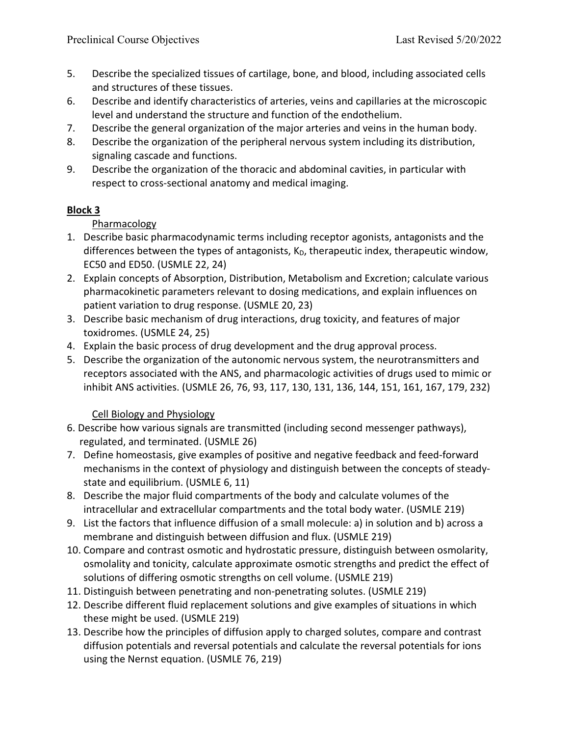5. Describe the specialized tissues of cartilage, bone, and blood, including associated cells and structures of these tissues.
6. Describe and identify characteristics of arteries, veins and capillaries at the microscopic level and understand the structure and function of the endothelium.
7. Describe the general organization of the major arteries and veins in the human body.
8. Describe the organization of the peripheral nervous system including its distribution, signaling cascade and functions.
9. Describe the organization of the thoracic and abdominal cavities, in particular with respect to cross-sectional anatomy and medical imaging.

## Block 3

### Pharmacology

1. Describe basic pharmacodynamic terms including receptor agonists, antagonists and the differences between the types of antagonists, $K_D$, therapeutic index, therapeutic window, EC50 and ED50. (USMLE 22, 24)
2. Explain concepts of Absorption, Distribution, Metabolism and Excretion; calculate various pharmacokinetic parameters relevant to dosing medications, and explain influences on patient variation to drug response. (USMLE 20, 23)
3. Describe basic mechanism of drug interactions, drug toxicity, and features of major toxidromes. (USMLE 24, 25)
4. Explain the basic process of drug development and the drug approval process.
5. Describe the organization of the autonomic nervous system, the neurotransmitters and receptors associated with the ANS, and pharmacologic activities of drugs used to mimic or inhibit ANS activities. (USMLE 26, 76, 93, 117, 130, 131, 136, 144, 151, 161, 167, 179, 232)

### Cell Biology and Physiology

6. Describe how various signals are transmitted (including second messenger pathways), regulated, and terminated. (USMLE 26)
7. Define homeostasis, give examples of positive and negative feedback and feed-forward mechanisms in the context of physiology and distinguish between the concepts of steady-state and equilibrium. (USMLE 6, 11)
8. Describe the major fluid compartments of the body and calculate volumes of the intracellular and extracellular compartments and the total body water. (USMLE 219)
9. List the factors that influence diffusion of a small molecule: a) in solution and b) across a membrane and distinguish between diffusion and flux. (USMLE 219)
10. Compare and contrast osmotic and hydrostatic pressure, distinguish between osmolarity, osmolality and tonicity, calculate approximate osmotic strengths and predict the effect of solutions of differing osmotic strengths on cell volume. (USMLE 219)
11. Distinguish between penetrating and non-penetrating solutes. (USMLE 219)
12. Describe different fluid replacement solutions and give examples of situations in which these might be used. (USMLE 219)
13. Describe how the principles of diffusion apply to charged solutes, compare and contrast diffusion potentials and reversal potentials and calculate the reversal potentials for ions using the Nernst equation. (USMLE 76, 219)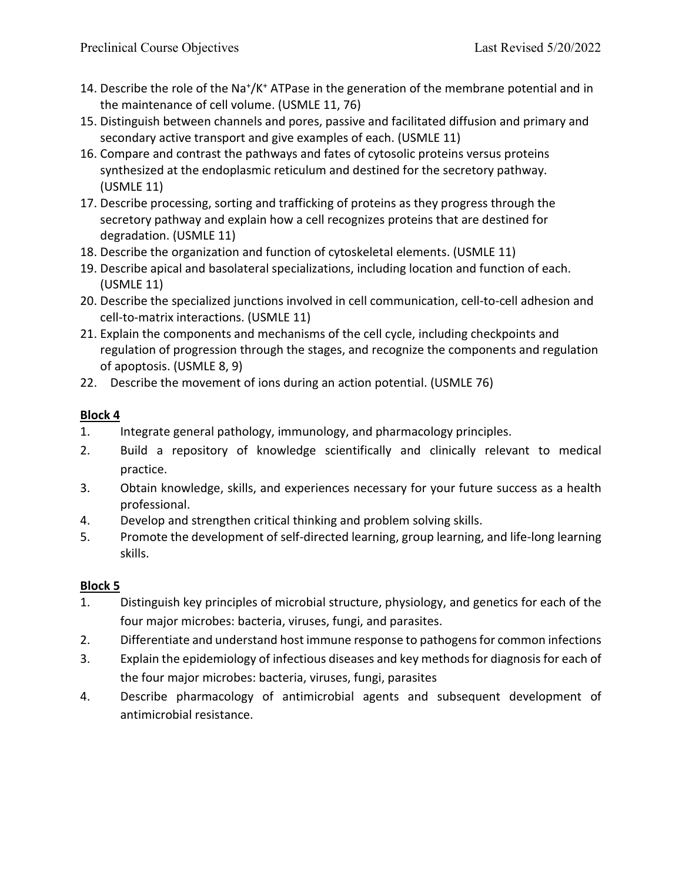14. Describe the role of the $Na^+/K^+$ ATPase in the generation of the membrane potential and in the maintenance of cell volume. (USMLE 11, 76)
15. Distinguish between channels and pores, passive and facilitated diffusion and primary and secondary active transport and give examples of each. (USMLE 11)
16. Compare and contrast the pathways and fates of cytosolic proteins versus proteins synthesized at the endoplasmic reticulum and destined for the secretory pathway. (USMLE 11)
17. Describe processing, sorting and trafficking of proteins as they progress through the secretory pathway and explain how a cell recognizes proteins that are destined for degradation. (USMLE 11)
18. Describe the organization and function of cytoskeletal elements. (USMLE 11)
19. Describe apical and basolateral specializations, including location and function of each. (USMLE 11)
20. Describe the specialized junctions involved in cell communication, cell-to-cell adhesion and cell-to-matrix interactions. (USMLE 11)
21. Explain the components and mechanisms of the cell cycle, including checkpoints and regulation of progression through the stages, and recognize the components and regulation of apoptosis. (USMLE 8, 9)
22. Describe the movement of ions during an action potential. (USMLE 76)

**Block 4**

1. Integrate general pathology, immunology, and pharmacology principles.
2. Build a repository of knowledge scientifically and clinically relevant to medical practice.
3. Obtain knowledge, skills, and experiences necessary for your future success as a health professional.
4. Develop and strengthen critical thinking and problem solving skills.
5. Promote the development of self-directed learning, group learning, and life-long learning skills.

**Block 5**

1. Distinguish key principles of microbial structure, physiology, and genetics for each of the four major microbes: bacteria, viruses, fungi, and parasites.
2. Differentiate and understand host immune response to pathogens for common infections
3. Explain the epidemiology of infectious diseases and key methods for diagnosis for each of the four major microbes: bacteria, viruses, fungi, parasites
4. Describe pharmacology of antimicrobial agents and subsequent development of antimicrobial resistance.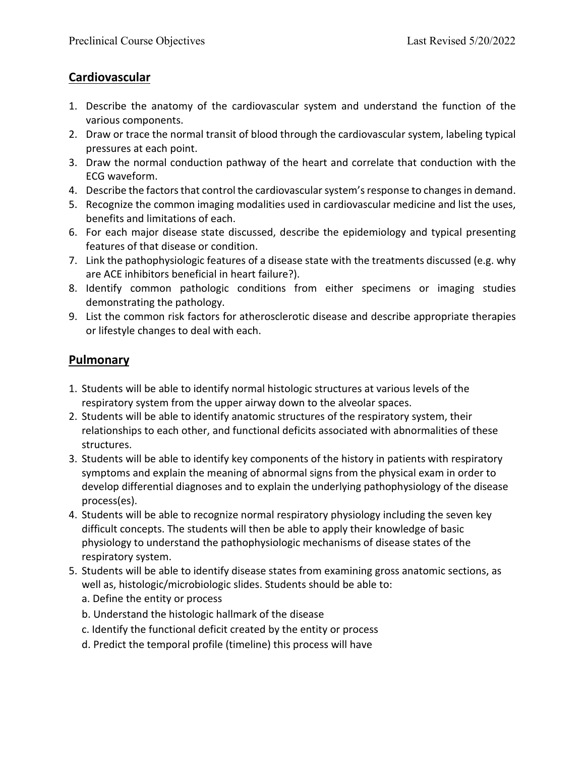## Cardiovascular

1. Describe the anatomy of the cardiovascular system and understand the function of the various components.
2. Draw or trace the normal transit of blood through the cardiovascular system, labeling typical pressures at each point.
3. Draw the normal conduction pathway of the heart and correlate that conduction with the ECG waveform.
4. Describe the factors that control the cardiovascular system's response to changes in demand.
5. Recognize the common imaging modalities used in cardiovascular medicine and list the uses, benefits and limitations of each.
6. For each major disease state discussed, describe the epidemiology and typical presenting features of that disease or condition.
7. Link the pathophysiologic features of a disease state with the treatments discussed (e.g. why are ACE inhibitors beneficial in heart failure?).
8. Identify common pathologic conditions from either specimens or imaging studies demonstrating the pathology.
9. List the common risk factors for atherosclerotic disease and describe appropriate therapies or lifestyle changes to deal with each.

## Pulmonary

1. Students will be able to identify normal histologic structures at various levels of the respiratory system from the upper airway down to the alveolar spaces.
2. Students will be able to identify anatomic structures of the respiratory system, their relationships to each other, and functional deficits associated with abnormalities of these structures.
3. Students will be able to identify key components of the history in patients with respiratory symptoms and explain the meaning of abnormal signs from the physical exam in order to develop differential diagnoses and to explain the underlying pathophysiology of the disease process(es).
4. Students will be able to recognize normal respiratory physiology including the seven key difficult concepts. The students will then be able to apply their knowledge of basic physiology to understand the pathophysiologic mechanisms of disease states of the respiratory system.
5. Students will be able to identify disease states from examining gross anatomic sections, as well as, histologic/microbiologic slides. Students should be able to:
   a. Define the entity or process
   b. Understand the histologic hallmark of the disease
   c. Identify the functional deficit created by the entity or process
   d. Predict the temporal profile (timeline) this process will have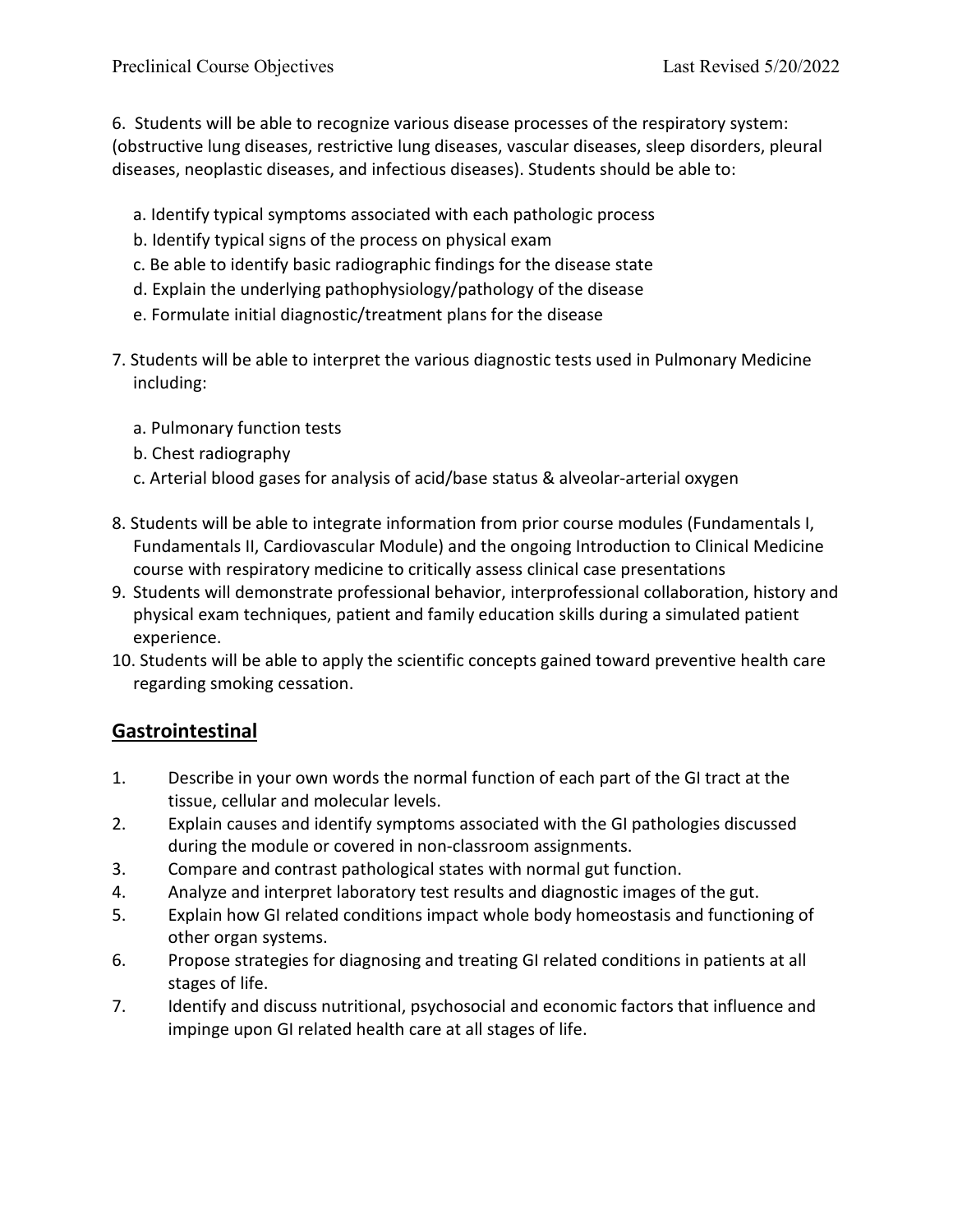6. Students will be able to recognize various disease processes of the respiratory system: (obstructive lung diseases, restrictive lung diseases, vascular diseases, sleep disorders, pleural diseases, neoplastic diseases, and infectious diseases). Students should be able to:

   a. Identify typical symptoms associated with each pathologic process
   b. Identify typical signs of the process on physical exam
   c. Be able to identify basic radiographic findings for the disease state
   d. Explain the underlying pathophysiology/pathology of the disease
   e. Formulate initial diagnostic/treatment plans for the disease

7. Students will be able to interpret the various diagnostic tests used in Pulmonary Medicine including:

   a. Pulmonary function tests
   b. Chest radiography
   c. Arterial blood gases for analysis of acid/base status & alveolar-arterial oxygen

8. Students will be able to integrate information from prior course modules (Fundamentals I, Fundamentals II, Cardiovascular Module) and the ongoing Introduction to Clinical Medicine course with respiratory medicine to critically assess clinical case presentations
9. Students will demonstrate professional behavior, interprofessional collaboration, history and physical exam techniques, patient and family education skills during a simulated patient experience.
10. Students will be able to apply the scientific concepts gained toward preventive health care regarding smoking cessation.

## Gastrointestinal

1. Describe in your own words the normal function of each part of the GI tract at the tissue, cellular and molecular levels.
2. Explain causes and identify symptoms associated with the GI pathologies discussed during the module or covered in non-classroom assignments.
3. Compare and contrast pathological states with normal gut function.
4. Analyze and interpret laboratory test results and diagnostic images of the gut.
5. Explain how GI related conditions impact whole body homeostasis and functioning of other organ systems.
6. Propose strategies for diagnosing and treating GI related conditions in patients at all stages of life.
7. Identify and discuss nutritional, psychosocial and economic factors that influence and impinge upon GI related health care at all stages of life.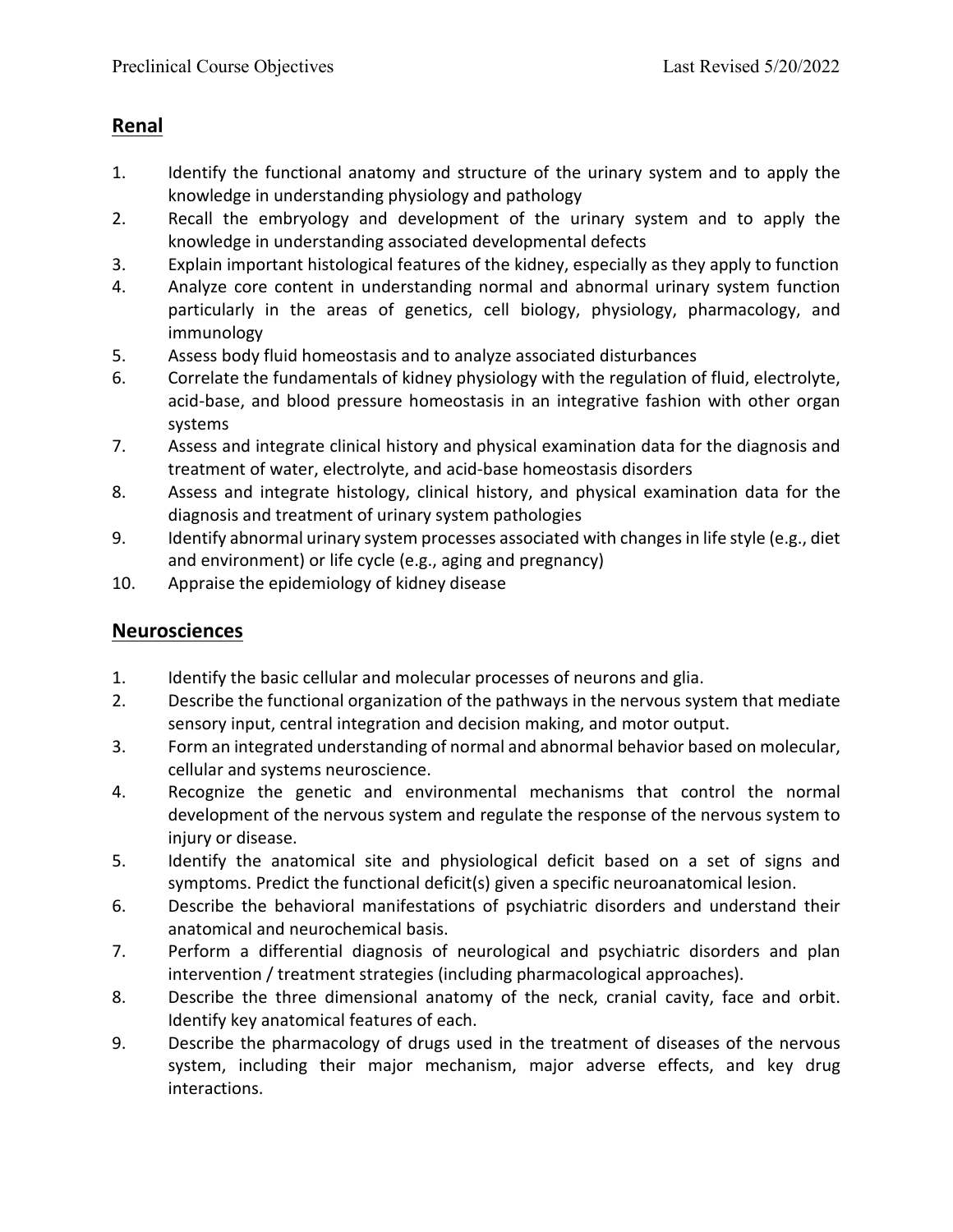## Renal

1. Identify the functional anatomy and structure of the urinary system and to apply the knowledge in understanding physiology and pathology
2. Recall the embryology and development of the urinary system and to apply the knowledge in understanding associated developmental defects
3. Explain important histological features of the kidney, especially as they apply to function
4. Analyze core content in understanding normal and abnormal urinary system function particularly in the areas of genetics, cell biology, physiology, pharmacology, and immunology
5. Assess body fluid homeostasis and to analyze associated disturbances
6. Correlate the fundamentals of kidney physiology with the regulation of fluid, electrolyte, acid-base, and blood pressure homeostasis in an integrative fashion with other organ systems
7. Assess and integrate clinical history and physical examination data for the diagnosis and treatment of water, electrolyte, and acid-base homeostasis disorders
8. Assess and integrate histology, clinical history, and physical examination data for the diagnosis and treatment of urinary system pathologies
9. Identify abnormal urinary system processes associated with changes in life style (e.g., diet and environment) or life cycle (e.g., aging and pregnancy)
10. Appraise the epidemiology of kidney disease

## Neurosciences

1. Identify the basic cellular and molecular processes of neurons and glia.
2. Describe the functional organization of the pathways in the nervous system that mediate sensory input, central integration and decision making, and motor output.
3. Form an integrated understanding of normal and abnormal behavior based on molecular, cellular and systems neuroscience.
4. Recognize the genetic and environmental mechanisms that control the normal development of the nervous system and regulate the response of the nervous system to injury or disease.
5. Identify the anatomical site and physiological deficit based on a set of signs and symptoms. Predict the functional deficit(s) given a specific neuroanatomical lesion.
6. Describe the behavioral manifestations of psychiatric disorders and understand their anatomical and neurochemical basis.
7. Perform a differential diagnosis of neurological and psychiatric disorders and plan intervention / treatment strategies (including pharmacological approaches).
8. Describe the three dimensional anatomy of the neck, cranial cavity, face and orbit. Identify key anatomical features of each.
9. Describe the pharmacology of drugs used in the treatment of diseases of the nervous system, including their major mechanism, major adverse effects, and key drug interactions.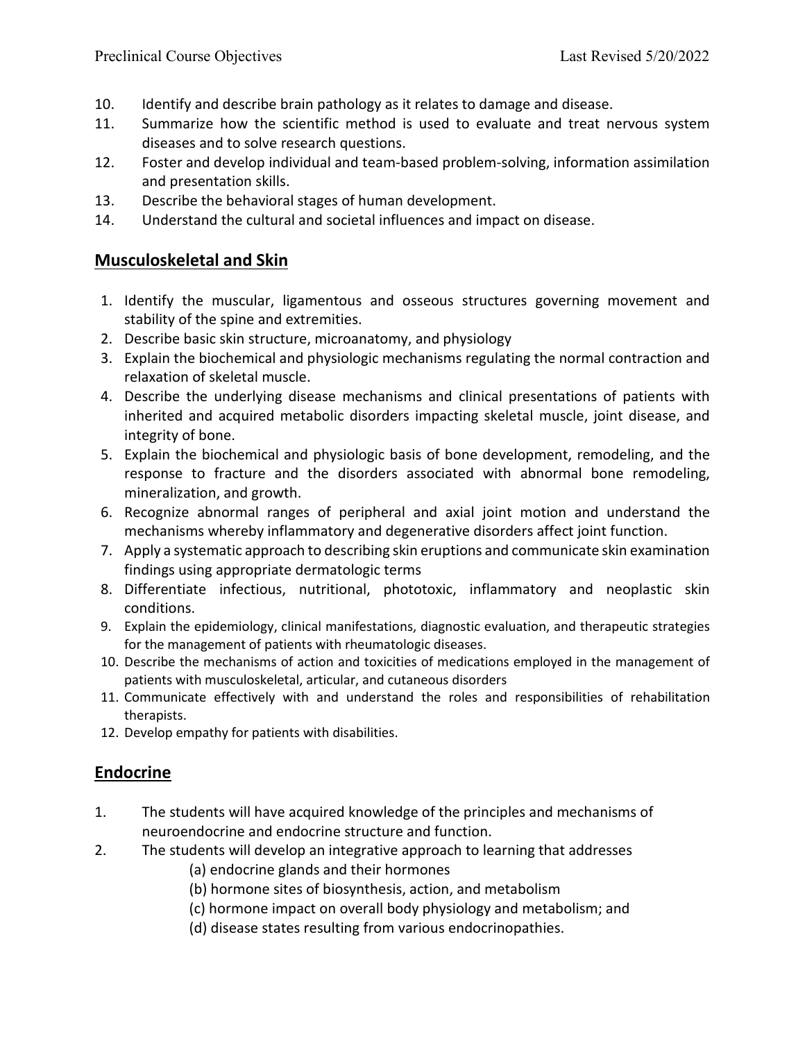10. Identify and describe brain pathology as it relates to damage and disease.
11. Summarize how the scientific method is used to evaluate and treat nervous system diseases and to solve research questions.
12. Foster and develop individual and team-based problem-solving, information assimilation and presentation skills.
13. Describe the behavioral stages of human development.
14. Understand the cultural and societal influences and impact on disease.

## Musculoskeletal and Skin

1. Identify the muscular, ligamentous and osseous structures governing movement and stability of the spine and extremities.
2. Describe basic skin structure, microanatomy, and physiology
3. Explain the biochemical and physiologic mechanisms regulating the normal contraction and relaxation of skeletal muscle.
4. Describe the underlying disease mechanisms and clinical presentations of patients with inherited and acquired metabolic disorders impacting skeletal muscle, joint disease, and integrity of bone.
5. Explain the biochemical and physiologic basis of bone development, remodeling, and the response to fracture and the disorders associated with abnormal bone remodeling, mineralization, and growth.
6. Recognize abnormal ranges of peripheral and axial joint motion and understand the mechanisms whereby inflammatory and degenerative disorders affect joint function.
7. Apply a systematic approach to describing skin eruptions and communicate skin examination findings using appropriate dermatologic terms
8. Differentiate infectious, nutritional, phototoxic, inflammatory and neoplastic skin conditions.
9. Explain the epidemiology, clinical manifestations, diagnostic evaluation, and therapeutic strategies for the management of patients with rheumatologic diseases.
10. Describe the mechanisms of action and toxicities of medications employed in the management of patients with musculoskeletal, articular, and cutaneous disorders
11. Communicate effectively with and understand the roles and responsibilities of rehabilitation therapists.
12. Develop empathy for patients with disabilities.

## Endocrine

1. The students will have acquired knowledge of the principles and mechanisms of neuroendocrine and endocrine structure and function.
2. The students will develop an integrative approach to learning that addresses
   (a) endocrine glands and their hormones
   (b) hormone sites of biosynthesis, action, and metabolism
   (c) hormone impact on overall body physiology and metabolism; and
   (d) disease states resulting from various endocrinopathies.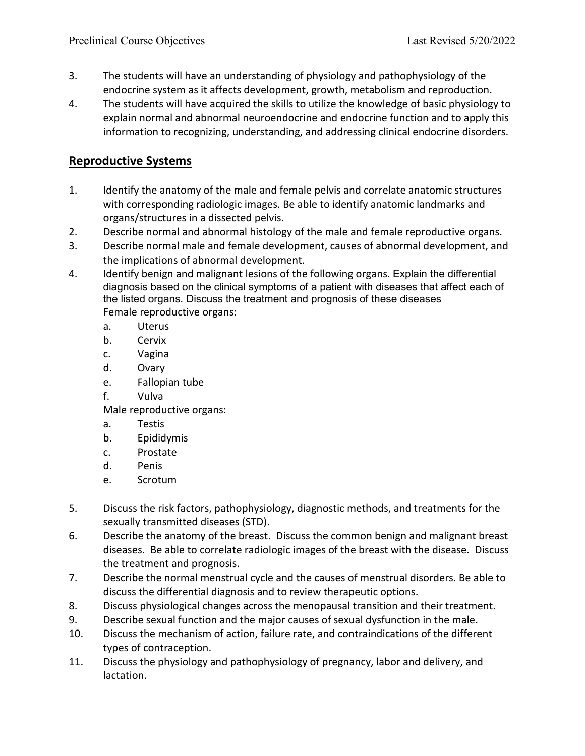3. The students will have an understanding of physiology and pathophysiology of the endocrine system as it affects development, growth, metabolism and reproduction.
4. The students will have acquired the skills to utilize the knowledge of basic physiology to explain normal and abnormal neuroendocrine and endocrine function and to apply this information to recognizing, understanding, and addressing clinical endocrine disorders.

## Reproductive Systems

1. Identify the anatomy of the male and female pelvis and correlate anatomic structures with corresponding radiologic images. Be able to identify anatomic landmarks and organs/structures in a dissected pelvis.
2. Describe normal and abnormal histology of the male and female reproductive organs.
3. Describe normal male and female development, causes of abnormal development, and the implications of abnormal development.
4. Identify benign and malignant lesions of the following organs. Explain the differential diagnosis based on the clinical symptoms of a patient with diseases that affect each of the listed organs. Discuss the treatment and prognosis of these diseases

   Female reproductive organs:
   - a. Uterus
   - b. Cervix
   - c. Vagina
   - d. Ovary
   - e. Fallopian tube
   - f. Vulva

   Male reproductive organs:
   - a. Testis
   - b. Epididymis
   - c. Prostate
   - d. Penis
   - e. Scrotum

5. Discuss the risk factors, pathophysiology, diagnostic methods, and treatments for the sexually transmitted diseases (STD).
6. Describe the anatomy of the breast. Discuss the common benign and malignant breast diseases. Be able to correlate radiologic images of the breast with the disease. Discuss the treatment and prognosis.
7. Describe the normal menstrual cycle and the causes of menstrual disorders. Be able to discuss the differential diagnosis and to review therapeutic options.
8. Discuss physiological changes across the menopausal transition and their treatment.
9. Describe sexual function and the major causes of sexual dysfunction in the male.
10. Discuss the mechanism of action, failure rate, and contraindications of the different types of contraception.
11. Discuss the physiology and pathophysiology of pregnancy, labor and delivery, and lactation.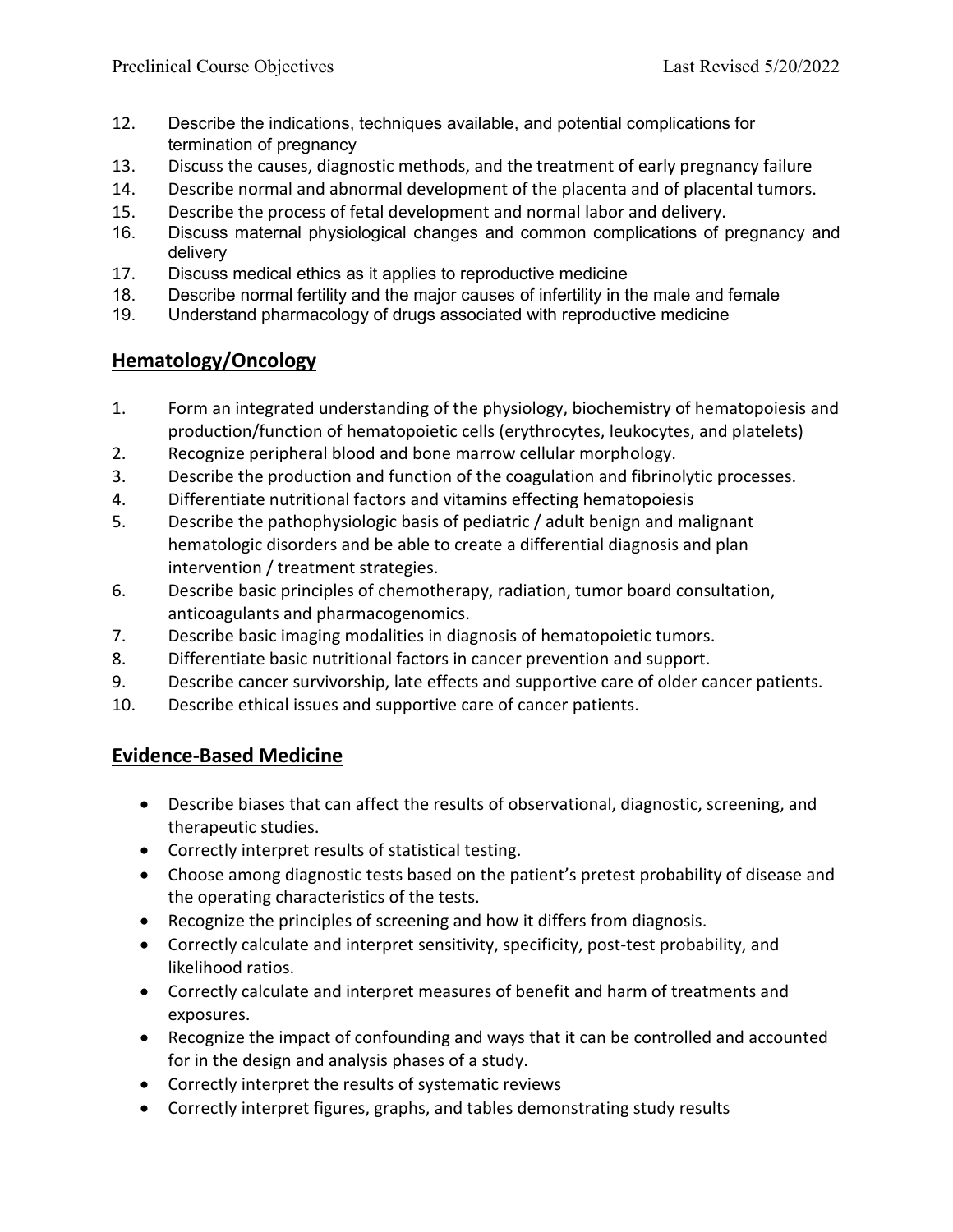12. Describe the indications, techniques available, and potential complications for termination of pregnancy
13. Discuss the causes, diagnostic methods, and the treatment of early pregnancy failure
14. Describe normal and abnormal development of the placenta and of placental tumors.
15. Describe the process of fetal development and normal labor and delivery.
16. Discuss maternal physiological changes and common complications of pregnancy and delivery
17. Discuss medical ethics as it applies to reproductive medicine
18. Describe normal fertility and the major causes of infertility in the male and female
19. Understand pharmacology of drugs associated with reproductive medicine

## Hematology/Oncology

1. Form an integrated understanding of the physiology, biochemistry of hematopoiesis and production/function of hematopoietic cells (erythrocytes, leukocytes, and platelets)
2. Recognize peripheral blood and bone marrow cellular morphology.
3. Describe the production and function of the coagulation and fibrinolytic processes.
4. Differentiate nutritional factors and vitamins effecting hematopoiesis
5. Describe the pathophysiologic basis of pediatric / adult benign and malignant hematologic disorders and be able to create a differential diagnosis and plan intervention / treatment strategies.
6. Describe basic principles of chemotherapy, radiation, tumor board consultation, anticoagulants and pharmacogenomics.
7. Describe basic imaging modalities in diagnosis of hematopoietic tumors.
8. Differentiate basic nutritional factors in cancer prevention and support.
9. Describe cancer survivorship, late effects and supportive care of older cancer patients.
10. Describe ethical issues and supportive care of cancer patients.

## Evidence-Based Medicine

- Describe biases that can affect the results of observational, diagnostic, screening, and therapeutic studies.
- Correctly interpret results of statistical testing.
- Choose among diagnostic tests based on the patient's pretest probability of disease and the operating characteristics of the tests.
- Recognize the principles of screening and how it differs from diagnosis.
- Correctly calculate and interpret sensitivity, specificity, post-test probability, and likelihood ratios.
- Correctly calculate and interpret measures of benefit and harm of treatments and exposures.
- Recognize the impact of confounding and ways that it can be controlled and accounted for in the design and analysis phases of a study.
- Correctly interpret the results of systematic reviews
- Correctly interpret figures, graphs, and tables demonstrating study results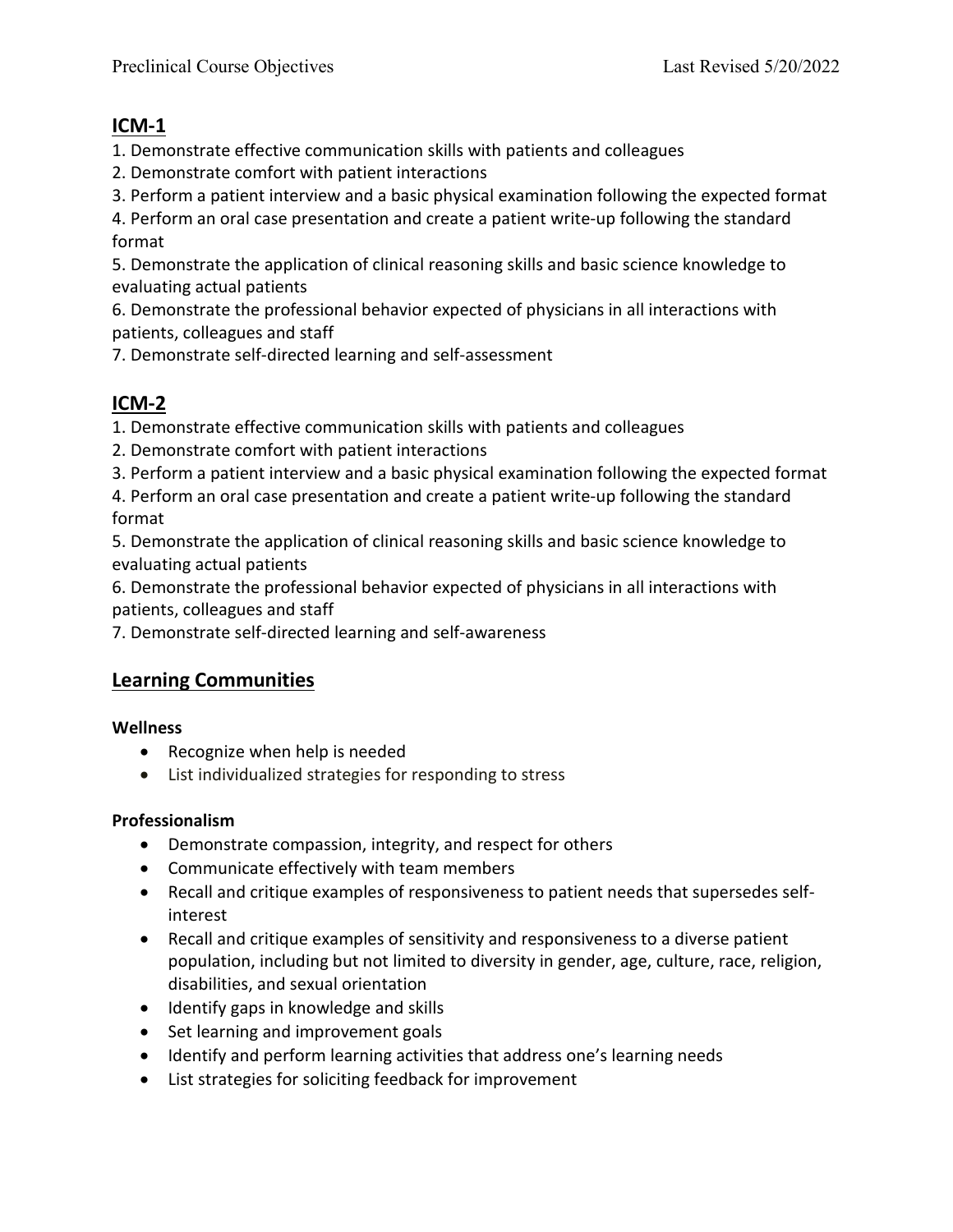## ICM-1

1. Demonstrate effective communication skills with patients and colleagues
2. Demonstrate comfort with patient interactions
3. Perform a patient interview and a basic physical examination following the expected format
4. Perform an oral case presentation and create a patient write-up following the standard format
5. Demonstrate the application of clinical reasoning skills and basic science knowledge to evaluating actual patients
6. Demonstrate the professional behavior expected of physicians in all interactions with patients, colleagues and staff
7. Demonstrate self-directed learning and self-assessment

## ICM-2

1. Demonstrate effective communication skills with patients and colleagues
2. Demonstrate comfort with patient interactions
3. Perform a patient interview and a basic physical examination following the expected format
4. Perform an oral case presentation and create a patient write-up following the standard format
5. Demonstrate the application of clinical reasoning skills and basic science knowledge to evaluating actual patients
6. Demonstrate the professional behavior expected of physicians in all interactions with patients, colleagues and staff
7. Demonstrate self-directed learning and self-awareness

## Learning Communities

**Wellness**

- Recognize when help is needed
- List individualized strategies for responding to stress

**Professionalism**

- Demonstrate compassion, integrity, and respect for others
- Communicate effectively with team members
- Recall and critique examples of responsiveness to patient needs that supersedes self-interest
- Recall and critique examples of sensitivity and responsiveness to a diverse patient population, including but not limited to diversity in gender, age, culture, race, religion, disabilities, and sexual orientation
- Identify gaps in knowledge and skills
- Set learning and improvement goals
- Identify and perform learning activities that address one's learning needs
- List strategies for soliciting feedback for improvement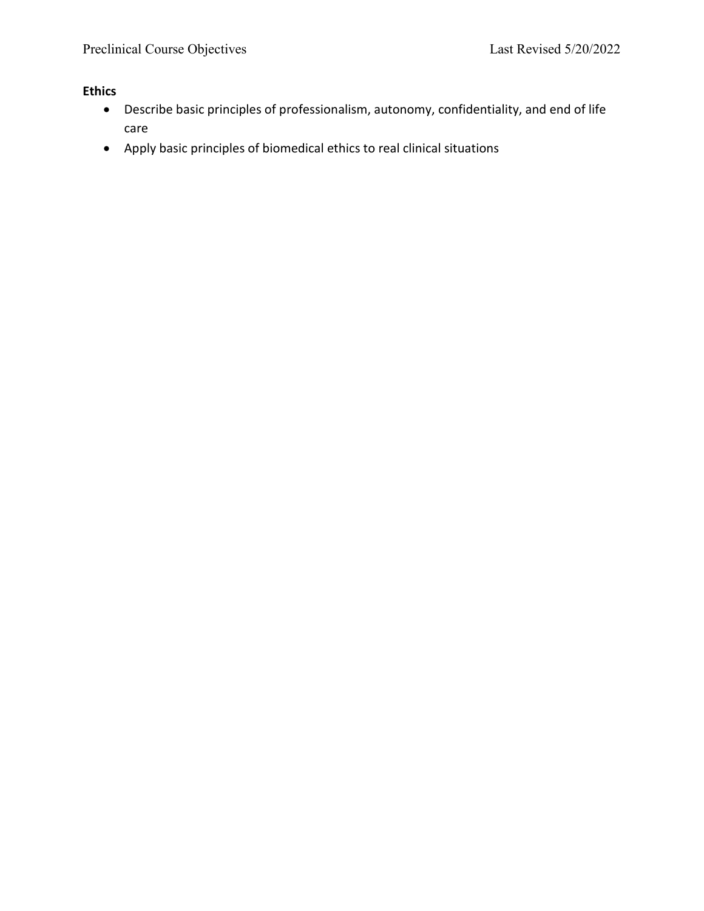**Ethics**

- Describe basic principles of professionalism, autonomy, confidentiality, and end of life care
- Apply basic principles of biomedical ethics to real clinical situations